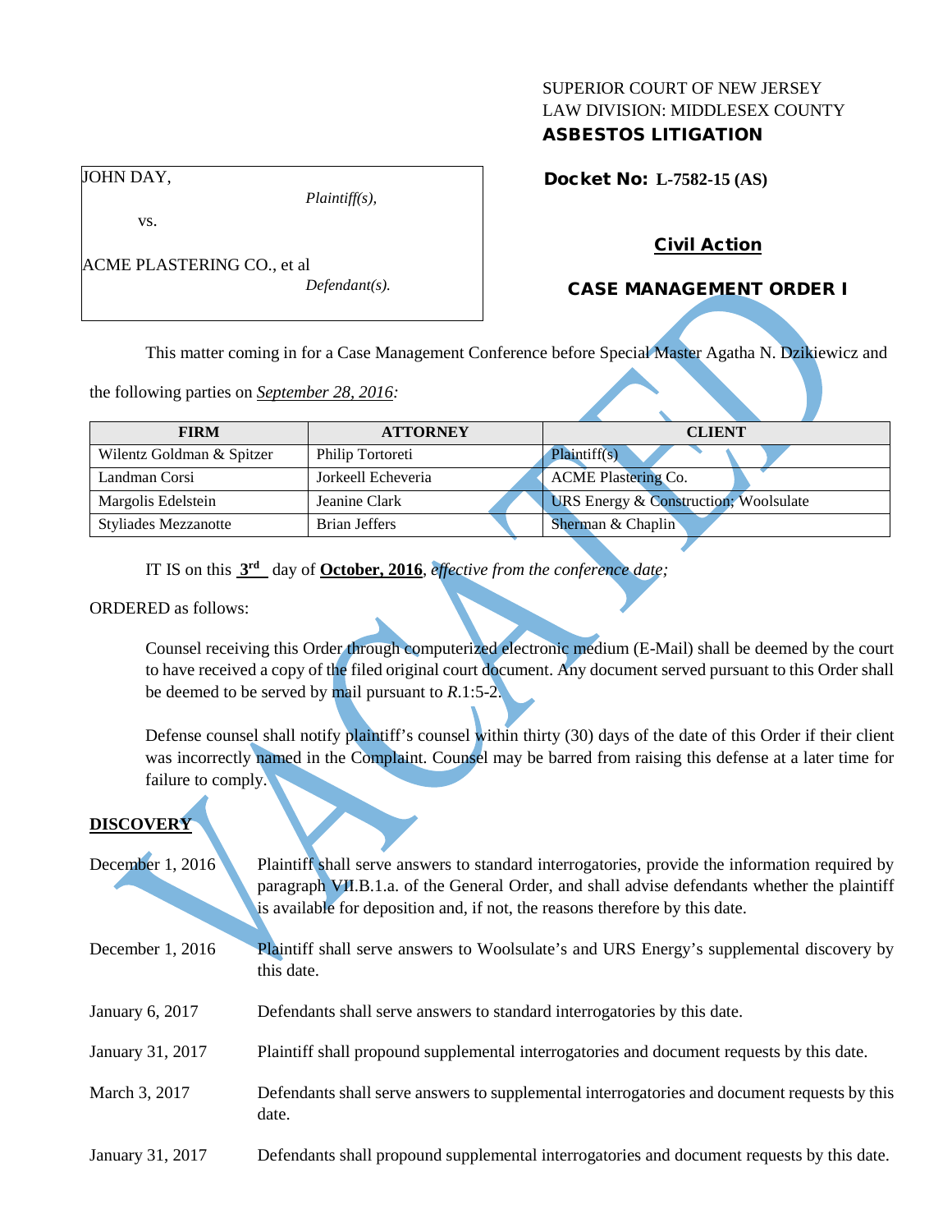SUPERIOR COURT OF NEW JERSEY
LAW DIVISION: MIDDLESEX COUNTY
**ASBESTOS LITIGATION**

JOHN DAY,
*Plaintiff(s),*

vs.

ACME PLASTERING CO., et al
*Defendant(s).*

**Docket No: L-7582-15 (AS)**

**Civil Action**

**CASE MANAGEMENT ORDER I**

This matter coming in for a Case Management Conference before Special Master Agatha N. Dzikiewicz and the following parties on *September 28, 2016*:

| FIRM | ATTORNEY | CLIENT |
|---|---|---|
| Wilentz Goldman & Spitzer | Philip Tortoreti | Plaintiff(s) |
| Landman Corsi | Jorkeell Echeveria | ACME Plastering Co. |
| Margolis Edelstein | Jeanine Clark | URS Energy & Construction; Woolsulate |
| Styliades Mezzanotte | Brian Jeffers | Sherman & Chaplin |

IT IS on this **3rd** day of **October, 2016**, *effective from the conference date;*

ORDERED as follows:

Counsel receiving this Order through computerized electronic medium (E-Mail) shall be deemed by the court to have received a copy of the filed original court document. Any document served pursuant to this Order shall be deemed to be served by mail pursuant to *R*.1:5-2.

Defense counsel shall notify plaintiff's counsel within thirty (30) days of the date of this Order if their client was incorrectly named in the Complaint. Counsel may be barred from raising this defense at a later time for failure to comply.

## DISCOVERY

| | |
|---|---|
| December 1, 2016 | Plaintiff shall serve answers to standard interrogatories, provide the information required by paragraph VII.B.1.a. of the General Order, and shall advise defendants whether the plaintiff is available for deposition and, if not, the reasons therefore by this date. |
| December 1, 2016 | Plaintiff shall serve answers to Woolsulate's and URS Energy's supplemental discovery by this date. |
| January 6, 2017 | Defendants shall serve answers to standard interrogatories by this date. |
| January 31, 2017 | Plaintiff shall propound supplemental interrogatories and document requests by this date. |
| March 3, 2017 | Defendants shall serve answers to supplemental interrogatories and document requests by this date. |
| January 31, 2017 | Defendants shall propound supplemental interrogatories and document requests by this date. |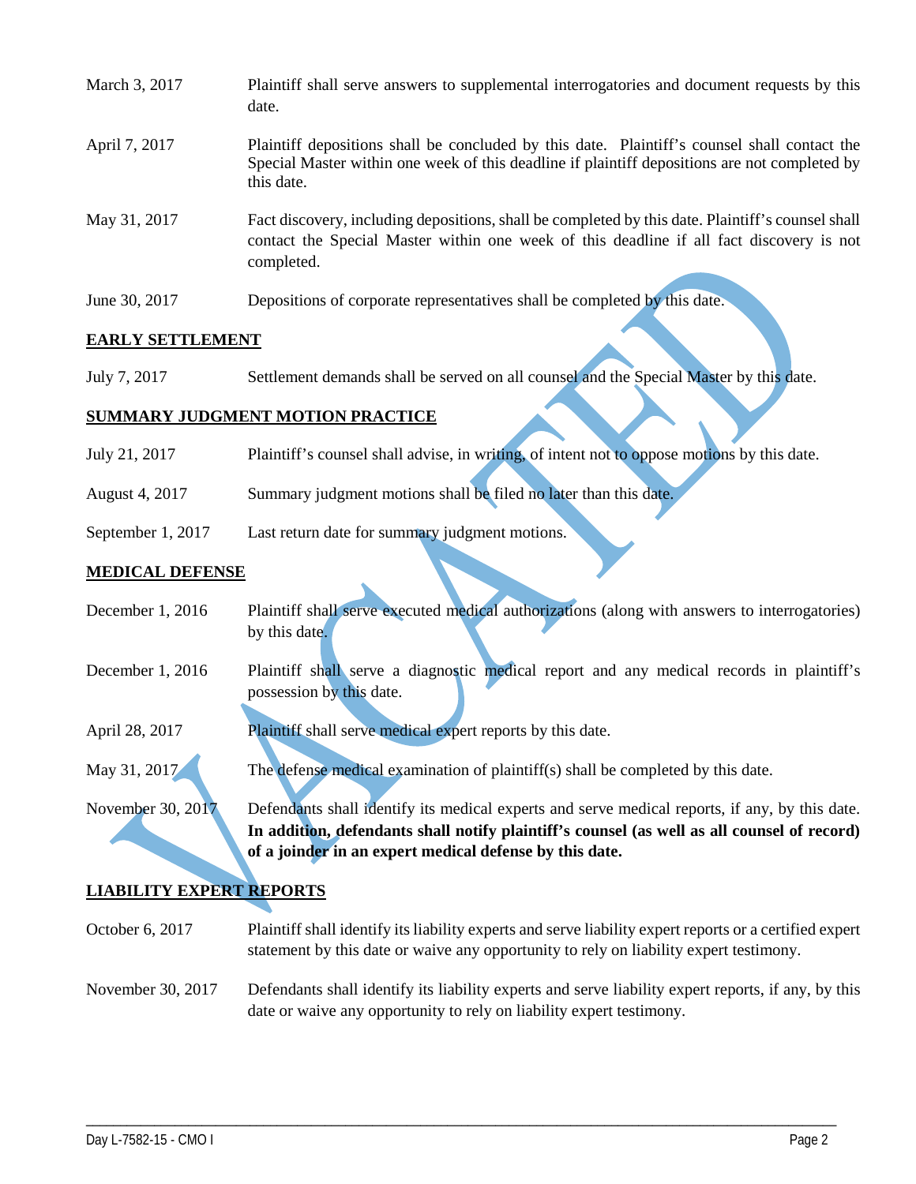| | |
|---|---|
| March 3, 2017 | Plaintiff shall serve answers to supplemental interrogatories and document requests by this date. |
| April 7, 2017 | Plaintiff depositions shall be concluded by this date. Plaintiff's counsel shall contact the Special Master within one week of this deadline if plaintiff depositions are not completed by this date. |
| May 31, 2017 | Fact discovery, including depositions, shall be completed by this date. Plaintiff's counsel shall contact the Special Master within one week of this deadline if all fact discovery is not completed. |
| June 30, 2017 | Depositions of corporate representatives shall be completed by this date. |

**EARLY SETTLEMENT**

| | |
|---|---|
| July 7, 2017 | Settlement demands shall be served on all counsel and the Special Master by this date. |

**SUMMARY JUDGMENT MOTION PRACTICE**

| | |
|---|---|
| July 21, 2017 | Plaintiff's counsel shall advise, in writing, of intent not to oppose motions by this date. |
| August 4, 2017 | Summary judgment motions shall be filed no later than this date. |
| September 1, 2017 | Last return date for summary judgment motions. |

**MEDICAL DEFENSE**

| | |
|---|---|
| December 1, 2016 | Plaintiff shall serve executed medical authorizations (along with answers to interrogatories) by this date. |
| December 1, 2016 | Plaintiff shall serve a diagnostic medical report and any medical records in plaintiff's possession by this date. |
| April 28, 2017 | Plaintiff shall serve medical expert reports by this date. |
| May 31, 2017 | The defense medical examination of plaintiff(s) shall be completed by this date. |
| November 30, 2017 | Defendants shall identify its medical experts and serve medical reports, if any, by this date. **In addition, defendants shall notify plaintiff's counsel (as well as all counsel of record) of a joinder in an expert medical defense by this date.** |

**LIABILITY EXPERT REPORTS**

| | |
|---|---|
| October 6, 2017 | Plaintiff shall identify its liability experts and serve liability expert reports or a certified expert statement by this date or waive any opportunity to rely on liability expert testimony. |
| November 30, 2017 | Defendants shall identify its liability experts and serve liability expert reports, if any, by this date or waive any opportunity to rely on liability expert testimony. |

VACATED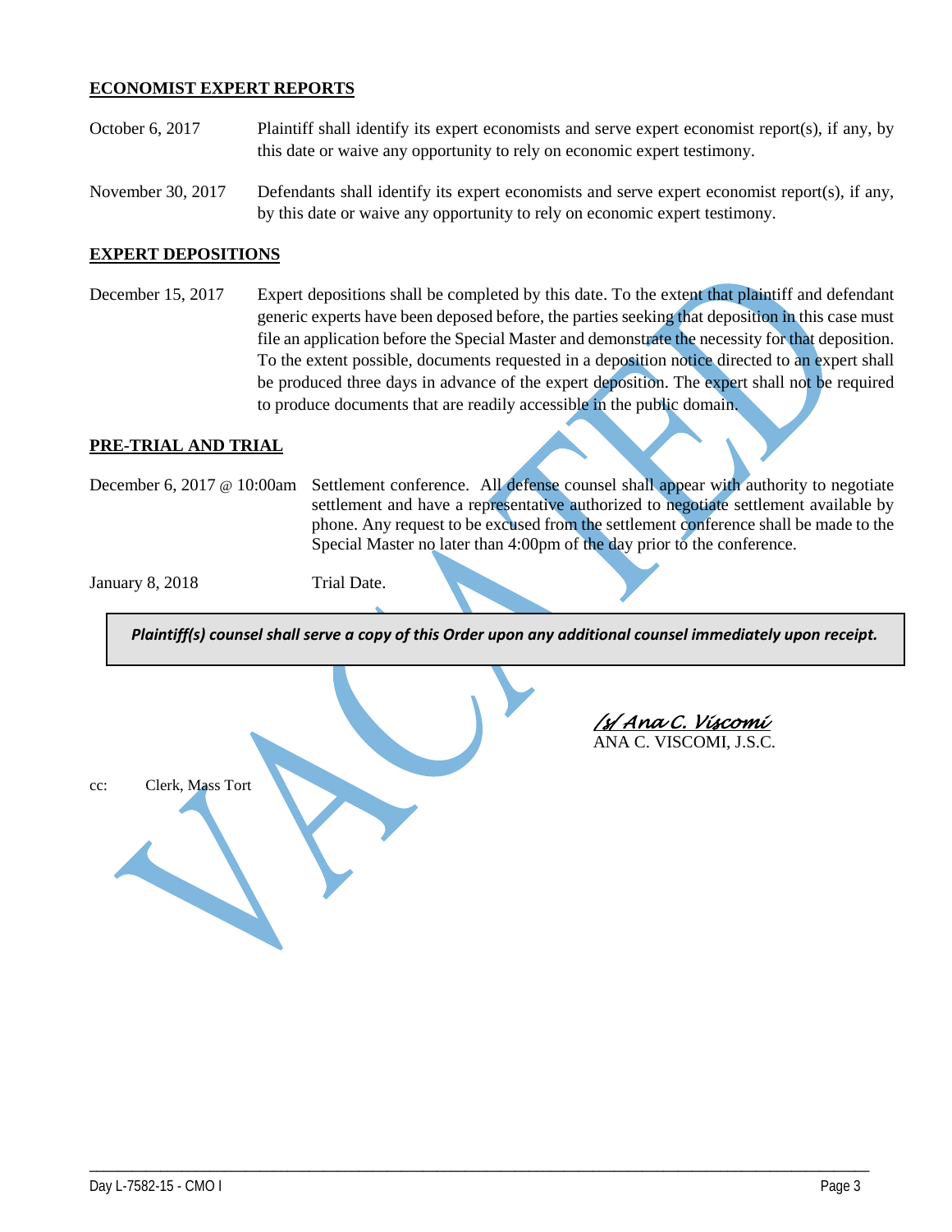**ECONOMIST EXPERT REPORTS**

| | |
|---|---|
| October 6, 2017 | Plaintiff shall identify its expert economists and serve expert economist report(s), if any, by this date or waive any opportunity to rely on economic expert testimony. |
| November 30, 2017 | Defendants shall identify its expert economists and serve expert economist report(s), if any, by this date or waive any opportunity to rely on economic expert testimony. |

**EXPERT DEPOSITIONS**

| | |
|---|---|
| December 15, 2017 | Expert depositions shall be completed by this date. To the extent that plaintiff and defendant generic experts have been deposed before, the parties seeking that deposition in this case must file an application before the Special Master and demonstrate the necessity for that deposition. To the extent possible, documents requested in a deposition notice directed to an expert shall be produced three days in advance of the expert deposition. The expert shall not be required to produce documents that are readily accessible in the public domain. |

**PRE-TRIAL AND TRIAL**

| | |
|---|---|
| December 6, 2017 @ 10:00am | Settlement conference. All defense counsel shall appear with authority to negotiate settlement and have a representative authorized to negotiate settlement available by phone. Any request to be excused from the settlement conference shall be made to the Special Master no later than 4:00pm of the day prior to the conference. |
| January 8, 2018 | Trial Date. |

***Plaintiff(s) counsel shall serve a copy of this Order upon any additional counsel immediately upon receipt.***

*/s/ Ana C. Viscomi*
ANA C. VISCOMI, J.S.C.

cc: Clerk, Mass Tort

VACATED

Day L-7582-15 - CMO I